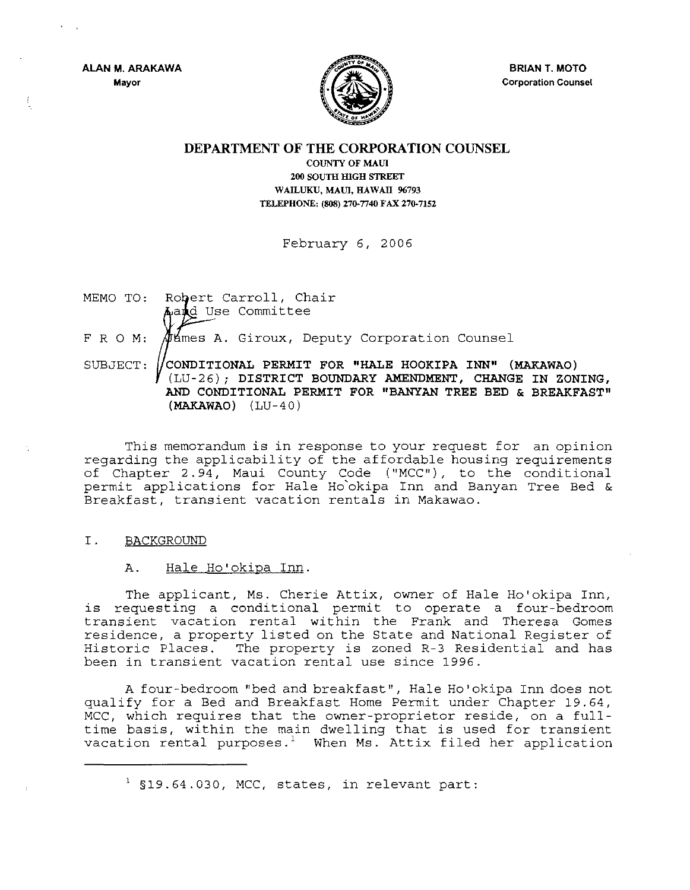ALAN M. ARAKAWA
Mayor

BRIAN T. MOTO
Corporation Counsel

**DEPARTMENT OF THE CORPORATION COUNSEL**
COUNTY OF MAUI
200 SOUTH HIGH STREET
WAILUKU, MAUI, HAWAII 96793
TELEPHONE: (808) 270-7740 FAX 270-7152

February 6, 2006

MEMO TO: Robert Carroll, Chair
Land Use Committee

F R O M: James A. Giroux, Deputy Corporation Counsel

SUBJECT: **CONDITIONAL PERMIT FOR "HALE HOOKIPA INN" (MAKAWAO)** (LU-26); **DISTRICT BOUNDARY AMENDMENT, CHANGE IN ZONING, AND CONDITIONAL PERMIT FOR "BANYAN TREE BED & BREAKFAST" (MAKAWAO)** (LU-40)

This memorandum is in response to your request for an opinion regarding the applicability of the affordable housing requirements of Chapter 2.94, Maui County Code ("MCC"), to the conditional permit applications for Hale Ho`okipa Inn and Banyan Tree Bed & Breakfast, transient vacation rentals in Makawao.

## I. BACKGROUND

### A. Hale Ho'okipa Inn.

The applicant, Ms. Cherie Attix, owner of Hale Ho'okipa Inn, is requesting a conditional permit to operate a four-bedroom transient vacation rental within the Frank and Theresa Gomes residence, a property listed on the State and National Register of Historic Places. The property is zoned R-3 Residential and has been in transient vacation rental use since 1996.

A four-bedroom "bed and breakfast", Hale Ho'okipa Inn does not qualify for a Bed and Breakfast Home Permit under Chapter 19.64, MCC, which requires that the owner-proprietor reside, on a full-time basis, within the main dwelling that is used for transient vacation rental purposes.[1] When Ms. Attix filed her application

---

[1] §19.64.030, MCC, states, in relevant part: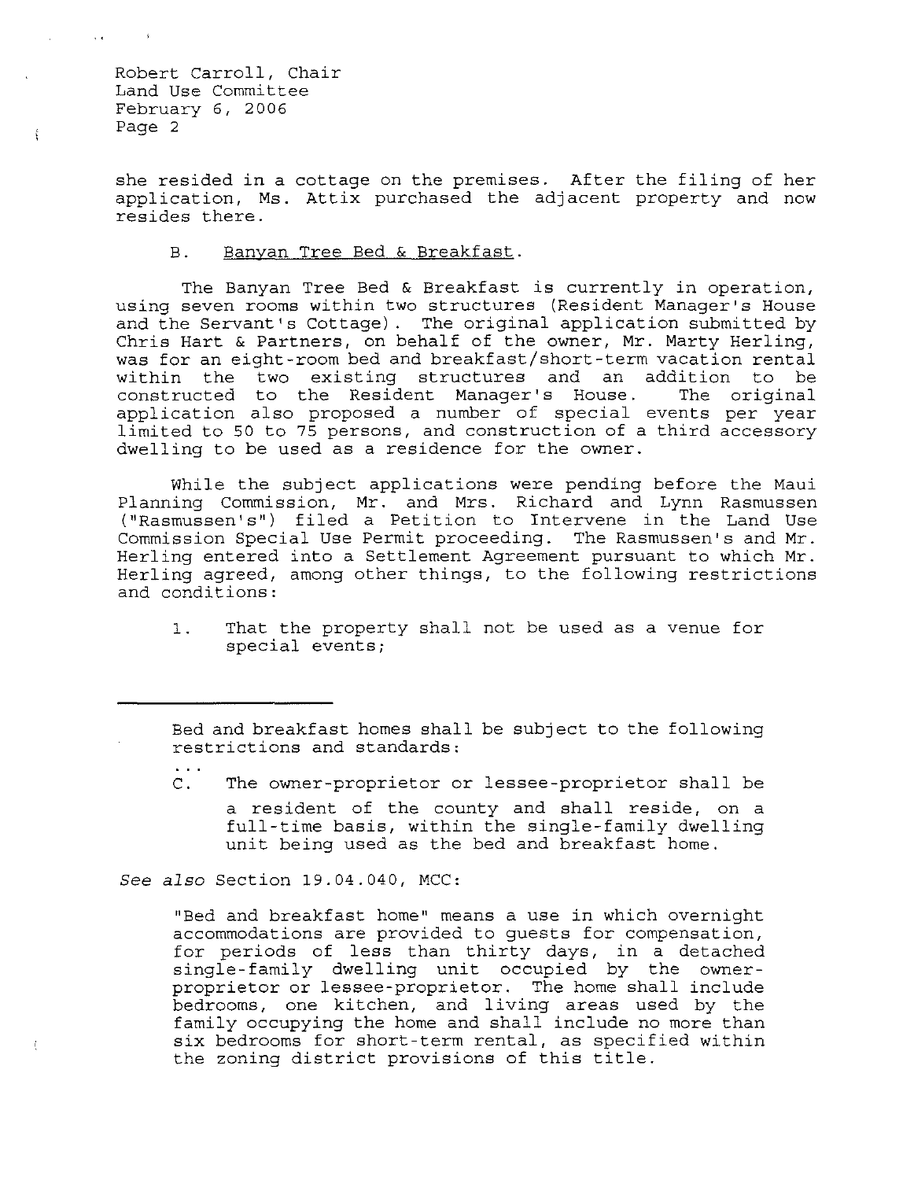she resided in a cottage on the premises. After the filing of her application, Ms. Attix purchased the adjacent property and now resides there.

B. Banyan Tree Bed & Breakfast.

The Banyan Tree Bed & Breakfast is currently in operation, using seven rooms within two structures (Resident Manager's House and the Servant's Cottage). The original application submitted by Chris Hart & Partners, on behalf of the owner, Mr. Marty Herling, was for an eight-room bed and breakfast/short-term vacation rental within the two existing structures and an addition to be constructed to the Resident Manager's House. The original application also proposed a number of special events per year limited to 50 to 75 persons, and construction of a third accessory dwelling to be used as a residence for the owner.

While the subject applications were pending before the Maui Planning Commission, Mr. and Mrs. Richard and Lynn Rasmussen ("Rasmussen's") filed a Petition to Intervene in the Land Use Commission Special Use Permit proceeding. The Rasmussen's and Mr. Herling entered into a Settlement Agreement pursuant to which Mr. Herling agreed, among other things, to the following restrictions and conditions:

1. That the property shall not be used as a venue for special events;

---

> Bed and breakfast homes shall be subject to the following restrictions and standards:
>
> ...
>
> C. The owner-proprietor or lessee-proprietor shall be a resident of the county and shall reside, on a full-time basis, within the single-family dwelling unit being used as the bed and breakfast home.

*See also* Section 19.04.040, MCC:

> "Bed and breakfast home" means a use in which overnight accommodations are provided to guests for compensation, for periods of less than thirty days, in a detached single-family dwelling unit occupied by the owner-proprietor or lessee-proprietor. The home shall include bedrooms, one kitchen, and living areas used by the family occupying the home and shall include no more than six bedrooms for short-term rental, as specified within the zoning district provisions of this title.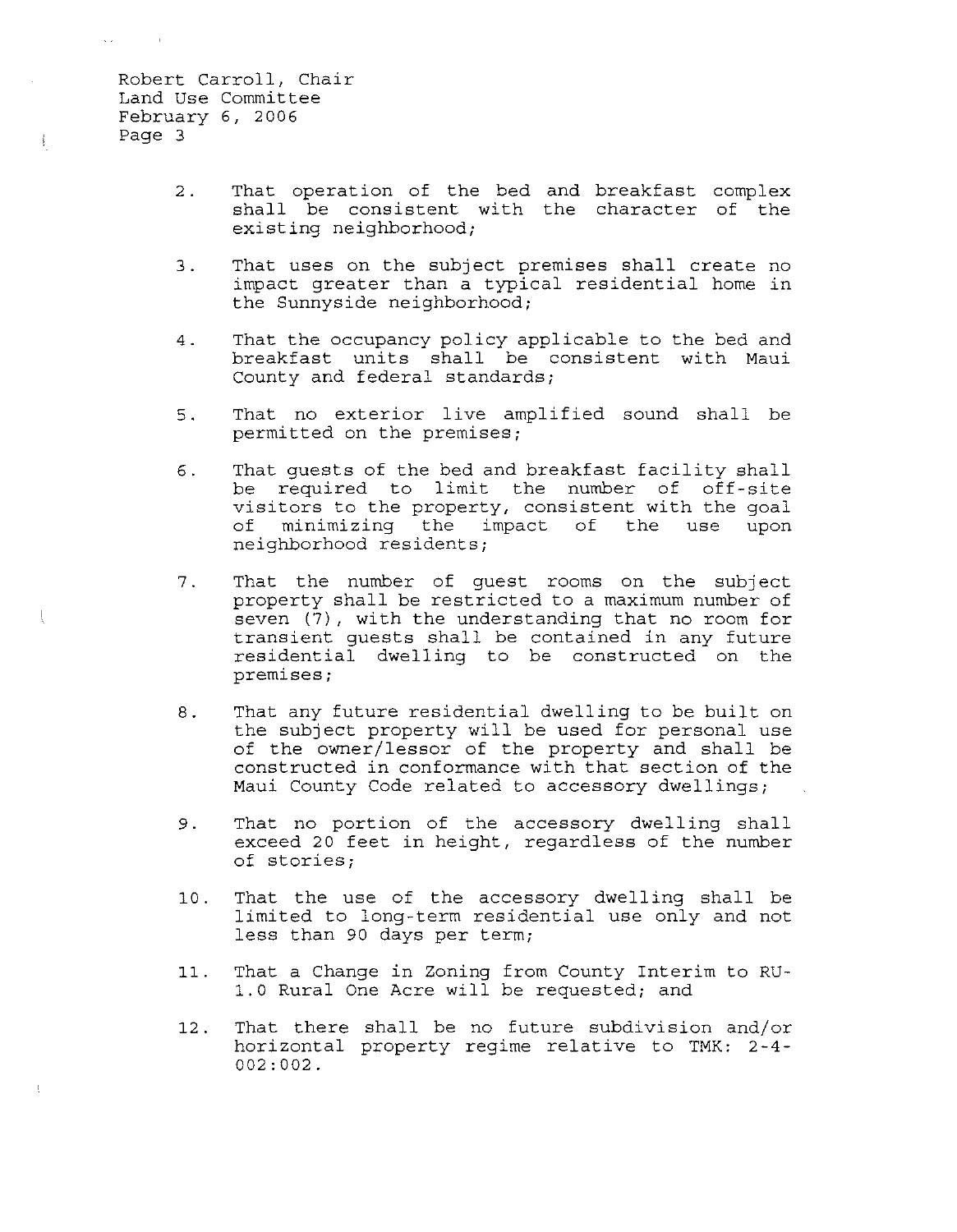2. That operation of the bed and breakfast complex shall be consistent with the character of the existing neighborhood;

3. That uses on the subject premises shall create no impact greater than a typical residential home in the Sunnyside neighborhood;

4. That the occupancy policy applicable to the bed and breakfast units shall be consistent with Maui County and federal standards;

5. That no exterior live amplified sound shall be permitted on the premises;

6. That guests of the bed and breakfast facility shall be required to limit the number of off-site visitors to the property, consistent with the goal of minimizing the impact of the use upon neighborhood residents;

7. That the number of guest rooms on the subject property shall be restricted to a maximum number of seven (7), with the understanding that no room for transient guests shall be contained in any future residential dwelling to be constructed on the premises;

8. That any future residential dwelling to be built on the subject property will be used for personal use of the owner/lessor of the property and shall be constructed in conformance with that section of the Maui County Code related to accessory dwellings;

9. That no portion of the accessory dwelling shall exceed 20 feet in height, regardless of the number of stories;

10. That the use of the accessory dwelling shall be limited to long-term residential use only and not less than 90 days per term;

11. That a Change in Zoning from County Interim to RU-1.0 Rural One Acre will be requested; and

12. That there shall be no future subdivision and/or horizontal property regime relative to TMK: 2-4-002:002.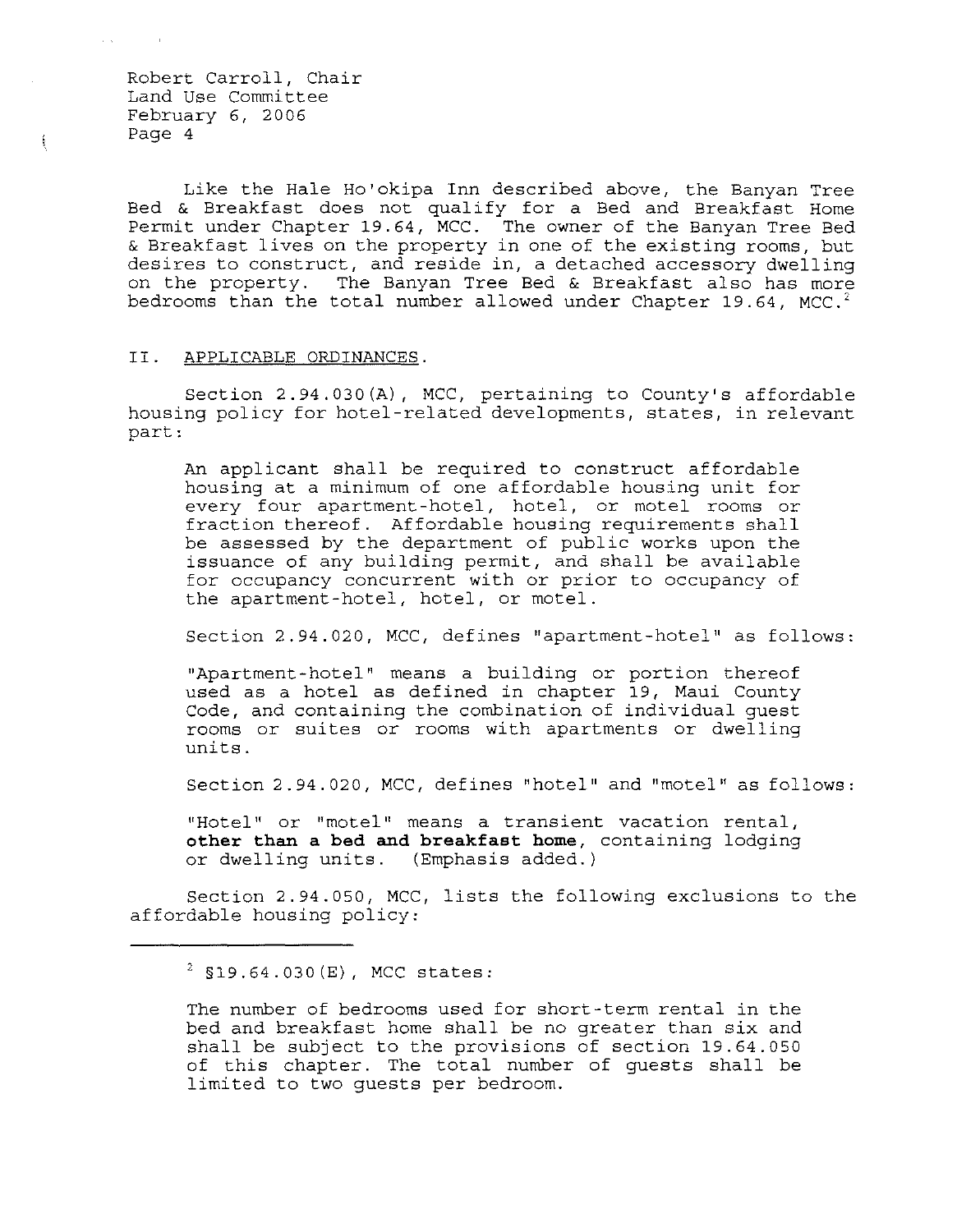Like the Hale Ho'okipa Inn described above, the Banyan Tree Bed & Breakfast does not qualify for a Bed and Breakfast Home Permit under Chapter 19.64, MCC. The owner of the Banyan Tree Bed & Breakfast lives on the property in one of the existing rooms, but desires to construct, and reside in, a detached accessory dwelling on the property. The Banyan Tree Bed & Breakfast also has more bedrooms than the total number allowed under Chapter 19.64, MCC.[2]

## II. APPLICABLE ORDINANCES.

Section 2.94.030(A), MCC, pertaining to County's affordable housing policy for hotel-related developments, states, in relevant part:

> An applicant shall be required to construct affordable housing at a minimum of one affordable housing unit for every four apartment-hotel, hotel, or motel rooms or fraction thereof. Affordable housing requirements shall be assessed by the department of public works upon the issuance of any building permit, and shall be available for occupancy concurrent with or prior to occupancy of the apartment-hotel, hotel, or motel.

Section 2.94.020, MCC, defines "apartment-hotel" as follows:

> "Apartment-hotel" means a building or portion thereof used as a hotel as defined in chapter 19, Maui County Code, and containing the combination of individual guest rooms or suites or rooms with apartments or dwelling units.

Section 2.94.020, MCC, defines "hotel" and "motel" as follows:

> "Hotel" or "motel" means a transient vacation rental, **other than a bed and breakfast home**, containing lodging or dwelling units. (Emphasis added.)

Section 2.94.050, MCC, lists the following exclusions to the affordable housing policy:

---

[2] §19.64.030(E), MCC states:

> The number of bedrooms used for short-term rental in the bed and breakfast home shall be no greater than six and shall be subject to the provisions of section 19.64.050 of this chapter. The total number of guests shall be limited to two guests per bedroom.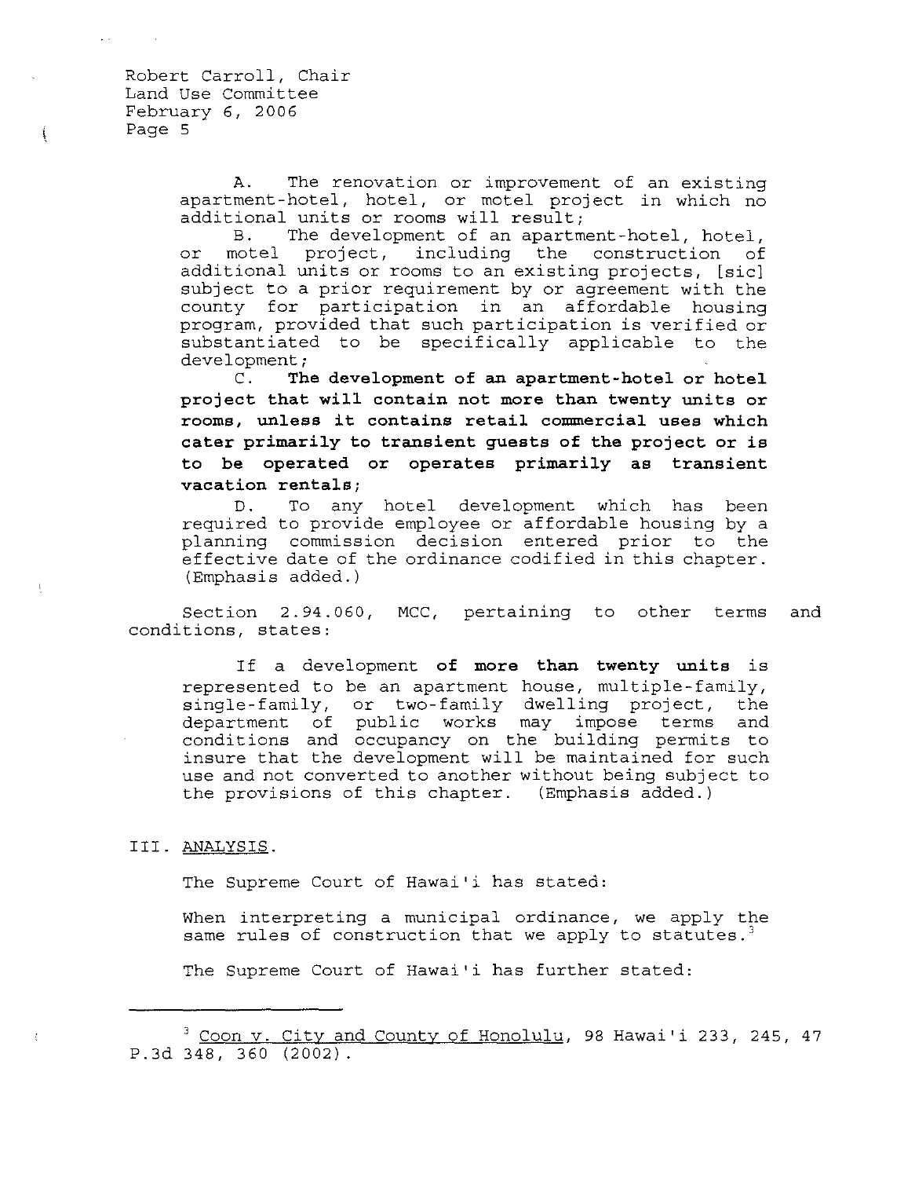A. The renovation or improvement of an existing apartment-hotel, hotel, or motel project in which no additional units or rooms will result;

B. The development of an apartment-hotel, hotel, or motel project, including the construction of additional units or rooms to an existing projects, [sic] subject to a prior requirement by or agreement with the county for participation in an affordable housing program, provided that such participation is verified or substantiated to be specifically applicable to the development;

C. **The development of an apartment-hotel or hotel project that will contain not more than twenty units or rooms, unless it contains retail commercial uses which cater primarily to transient guests of the project or is to be operated or operates primarily as transient vacation rentals;**

D. To any hotel development which has been required to provide employee or affordable housing by a planning commission decision entered prior to the effective date of the ordinance codified in this chapter. (Emphasis added.)

Section 2.94.060, MCC, pertaining to other terms and conditions, states:

> If a development **of more than twenty units** is represented to be an apartment house, multiple-family, single-family, or two-family dwelling project, the department of public works may impose terms and conditions and occupancy on the building permits to insure that the development will be maintained for such use and not converted to another without being subject to the provisions of this chapter. (Emphasis added.)

## III. ANALYSIS.

The Supreme Court of Hawai'i has stated:

> When interpreting a municipal ordinance, we apply the same rules of construction that we apply to statutes.[3]

The Supreme Court of Hawai'i has further stated:

---

[3] Coon v. City and County of Honolulu, 98 Hawai'i 233, 245, 47 P.3d 348, 360 (2002).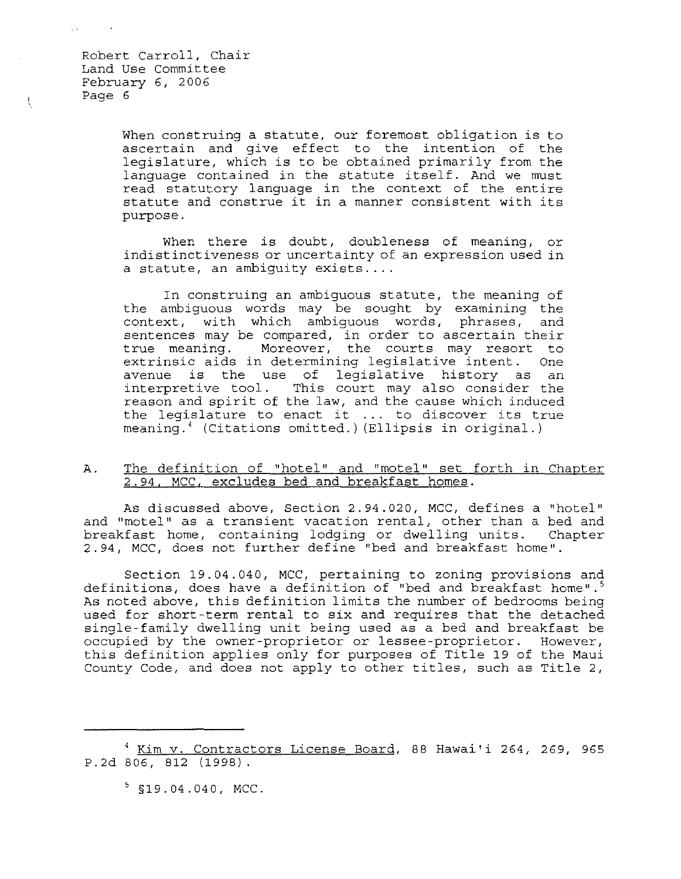> When construing a statute, our foremost obligation is to ascertain and give effect to the intention of the legislature, which is to be obtained primarily from the language contained in the statute itself. And we must read statutory language in the context of the entire statute and construe it in a manner consistent with its purpose.
>
> When there is doubt, doubleness of meaning, or indistinctiveness or uncertainty of an expression used in a statute, an ambiguity exists....
>
> In construing an ambiguous statute, the meaning of the ambiguous words may be sought by examining the context, with which ambiguous words, phrases, and sentences may be compared, in order to ascertain their true meaning. Moreover, the courts may resort to extrinsic aids in determining legislative intent. One avenue is the use of legislative history as an interpretive tool. This court may also consider the reason and spirit of the law, and the cause which induced the legislature to enact it ... to discover its true meaning.[4] (Citations omitted.)(Ellipsis in original.)

A. <u>The definition of "hotel" and "motel" set forth in Chapter 2.94, MCC, excludes bed and breakfast homes</u>.

As discussed above, Section 2.94.020, MCC, defines a "hotel" and "motel" as a transient vacation rental, other than a bed and breakfast home, containing lodging or dwelling units. Chapter 2.94, MCC, does not further define "bed and breakfast home".

Section 19.04.040, MCC, pertaining to zoning provisions and definitions, does have a definition of "bed and breakfast home".[5] As noted above, this definition limits the number of bedrooms being used for short-term rental to six and requires that the detached single-family dwelling unit being used as a bed and breakfast be occupied by the owner-proprietor or lessee-proprietor. However, this definition applies only for purposes of Title 19 of the Maui County Code, and does not apply to other titles, such as Title 2,

---

[4] <u>Kim v. Contractors License Board</u>, 88 Hawai'i 264, 269, 965 P.2d 806, 812 (1998).

[5] §19.04.040, MCC.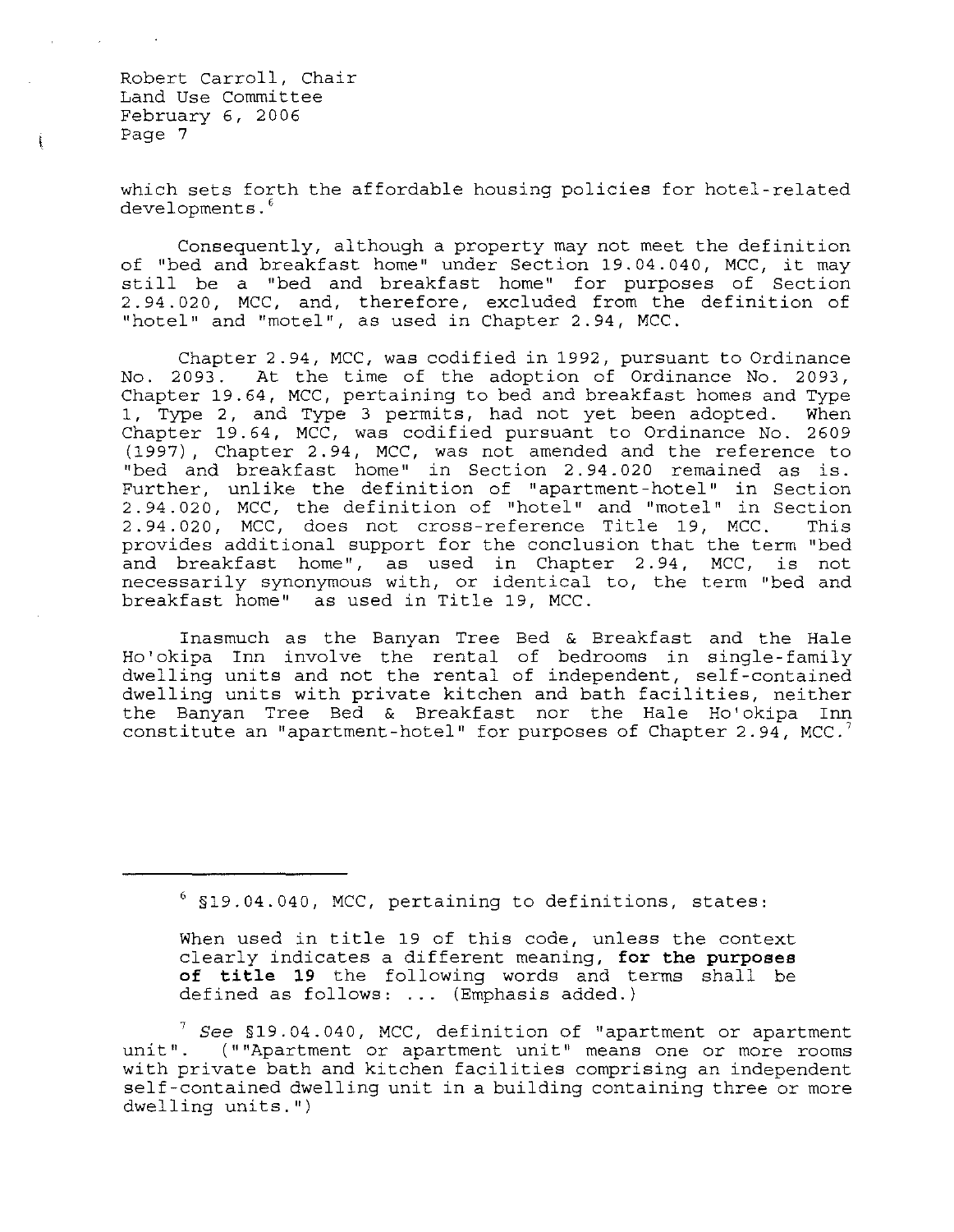which sets forth the affordable housing policies for hotel-related developments.[6]

Consequently, although a property may not meet the definition of "bed and breakfast home" under Section 19.04.040, MCC, it may still be a "bed and breakfast home" for purposes of Section 2.94.020, MCC, and, therefore, excluded from the definition of "hotel" and "motel", as used in Chapter 2.94, MCC.

Chapter 2.94, MCC, was codified in 1992, pursuant to Ordinance No. 2093. At the time of the adoption of Ordinance No. 2093, Chapter 19.64, MCC, pertaining to bed and breakfast homes and Type 1, Type 2, and Type 3 permits, had not yet been adopted. When Chapter 19.64, MCC, was codified pursuant to Ordinance No. 2609 (1997), Chapter 2.94, MCC, was not amended and the reference to "bed and breakfast home" in Section 2.94.020 remained as is. Further, unlike the definition of "apartment-hotel" in Section 2.94.020, MCC, the definition of "hotel" and "motel" in Section 2.94.020, MCC, does not cross-reference Title 19, MCC. This provides additional support for the conclusion that the term "bed and breakfast home", as used in Chapter 2.94, MCC, is not necessarily synonymous with, or identical to, the term "bed and breakfast home" as used in Title 19, MCC.

Inasmuch as the Banyan Tree Bed & Breakfast and the Hale Ho'okipa Inn involve the rental of bedrooms in single-family dwelling units and not the rental of independent, self-contained dwelling units with private kitchen and bath facilities, neither the Banyan Tree Bed & Breakfast nor the Hale Ho'okipa Inn constitute an "apartment-hotel" for purposes of Chapter 2.94, MCC.[7]

---

[6] §19.04.040, MCC, pertaining to definitions, states:

When used in title 19 of this code, unless the context clearly indicates a different meaning, **for the purposes of title 19** the following words and terms shall be defined as follows: ... (Emphasis added.)

[7] *See* §19.04.040, MCC, definition of "apartment or apartment unit". (""Apartment or apartment unit" means one or more rooms with private bath and kitchen facilities comprising an independent self-contained dwelling unit in a building containing three or more dwelling units.")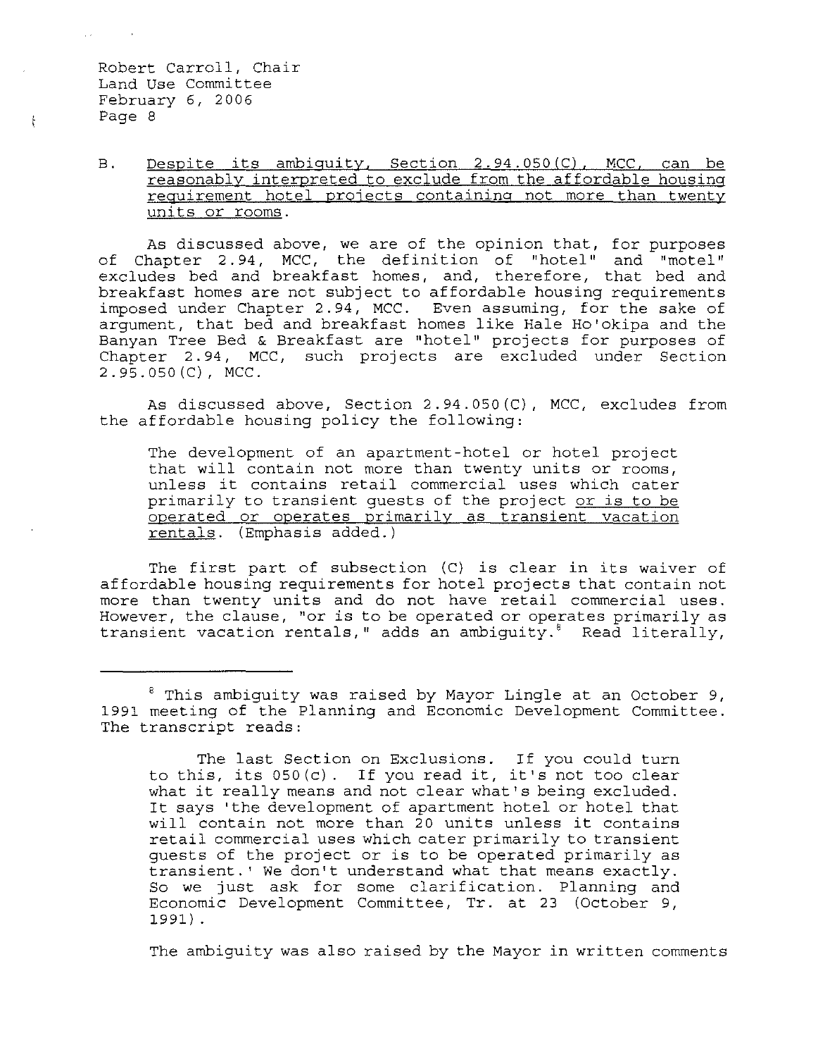B. <u>Despite its ambiguity, Section 2.94.050(C), MCC, can be reasonably interpreted to exclude from the affordable housing requirement hotel projects containing not more than twenty units or rooms.</u>

As discussed above, we are of the opinion that, for purposes of Chapter 2.94, MCC, the definition of "hotel" and "motel" excludes bed and breakfast homes, and, therefore, that bed and breakfast homes are not subject to affordable housing requirements imposed under Chapter 2.94, MCC. Even assuming, for the sake of argument, that bed and breakfast homes like Hale Ho'okipa and the Banyan Tree Bed & Breakfast are "hotel" projects for purposes of Chapter 2.94, MCC, such projects are excluded under Section 2.95.050(C), MCC.

As discussed above, Section 2.94.050(C), MCC, excludes from the affordable housing policy the following:

> The development of an apartment-hotel or hotel project that will contain not more than twenty units or rooms, unless it contains retail commercial uses which cater primarily to transient guests of the project <u>or is to be operated or operates primarily as transient vacation rentals</u>. (Emphasis added.)

The first part of subsection (C) is clear in its waiver of affordable housing requirements for hotel projects that contain not more than twenty units and do not have retail commercial uses. However, the clause, "or is to be operated or operates primarily as transient vacation rentals," adds an ambiguity.[8] Read literally,

---

[8] This ambiguity was raised by Mayor Lingle at an October 9, 1991 meeting of the Planning and Economic Development Committee. The transcript reads:

> The last Section on Exclusions. If you could turn to this, its 050(c). If you read it, it's not too clear what it really means and not clear what's being excluded. It says 'the development of apartment hotel or hotel that will contain not more than 20 units unless it contains retail commercial uses which cater primarily to transient guests of the project or is to be operated primarily as transient.' We don't understand what that means exactly. So we just ask for some clarification. Planning and Economic Development Committee, Tr. at 23 (October 9, 1991).

The ambiguity was also raised by the Mayor in written comments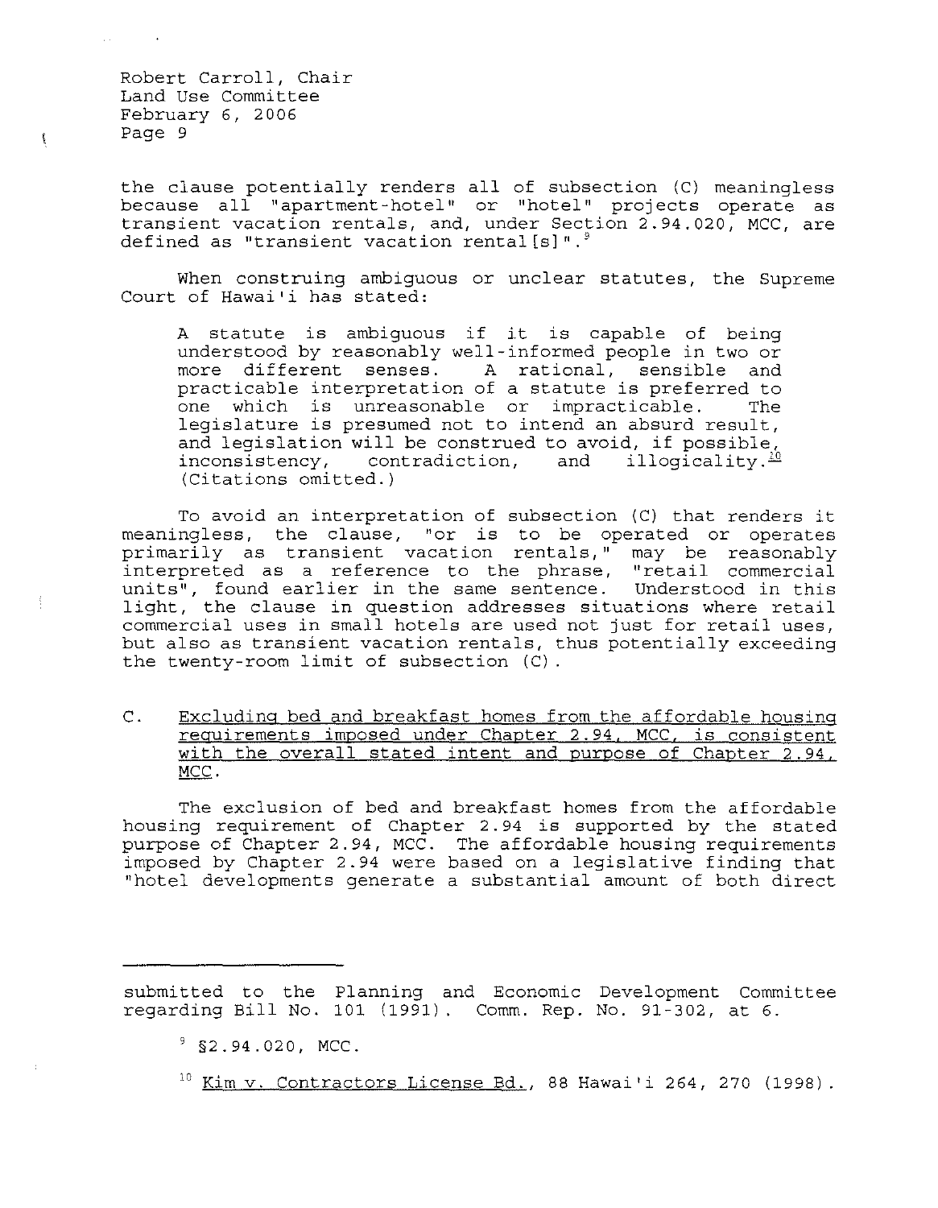the clause potentially renders all of subsection (C) meaningless because all "apartment-hotel" or "hotel" projects operate as transient vacation rentals, and, under Section 2.94.020, MCC, are defined as "transient vacation rental[s]".[9]

When construing ambiguous or unclear statutes, the Supreme Court of Hawai'i has stated:

> A statute is ambiguous if it is capable of being understood by reasonably well-informed people in two or more different senses. A rational, sensible and practicable interpretation of a statute is preferred to one which is unreasonable or impracticable. The legislature is presumed not to intend an absurd result, and legislation will be construed to avoid, if possible, inconsistency, contradiction, and illogicality.[10] (Citations omitted.)

To avoid an interpretation of subsection (C) that renders it meaningless, the clause, "or is to be operated or operates primarily as transient vacation rentals," may be reasonably interpreted as a reference to the phrase, "retail commercial units", found earlier in the same sentence. Understood in this light, the clause in question addresses situations where retail commercial uses in small hotels are used not just for retail uses, but also as transient vacation rentals, thus potentially exceeding the twenty-room limit of subsection (C).

C. <u>Excluding bed and breakfast homes from the affordable housing requirements imposed under Chapter 2.94, MCC, is consistent with the overall stated intent and purpose of Chapter 2.94, MCC.</u>

The exclusion of bed and breakfast homes from the affordable housing requirement of Chapter 2.94 is supported by the stated purpose of Chapter 2.94, MCC. The affordable housing requirements imposed by Chapter 2.94 were based on a legislative finding that "hotel developments generate a substantial amount of both direct

---

submitted to the Planning and Economic Development Committee regarding Bill No. 101 (1991). Comm. Rep. No. 91-302, at 6.

[9] §2.94.020, MCC.

[10] <u>Kim v. Contractors License Bd.</u>, 88 Hawai'i 264, 270 (1998).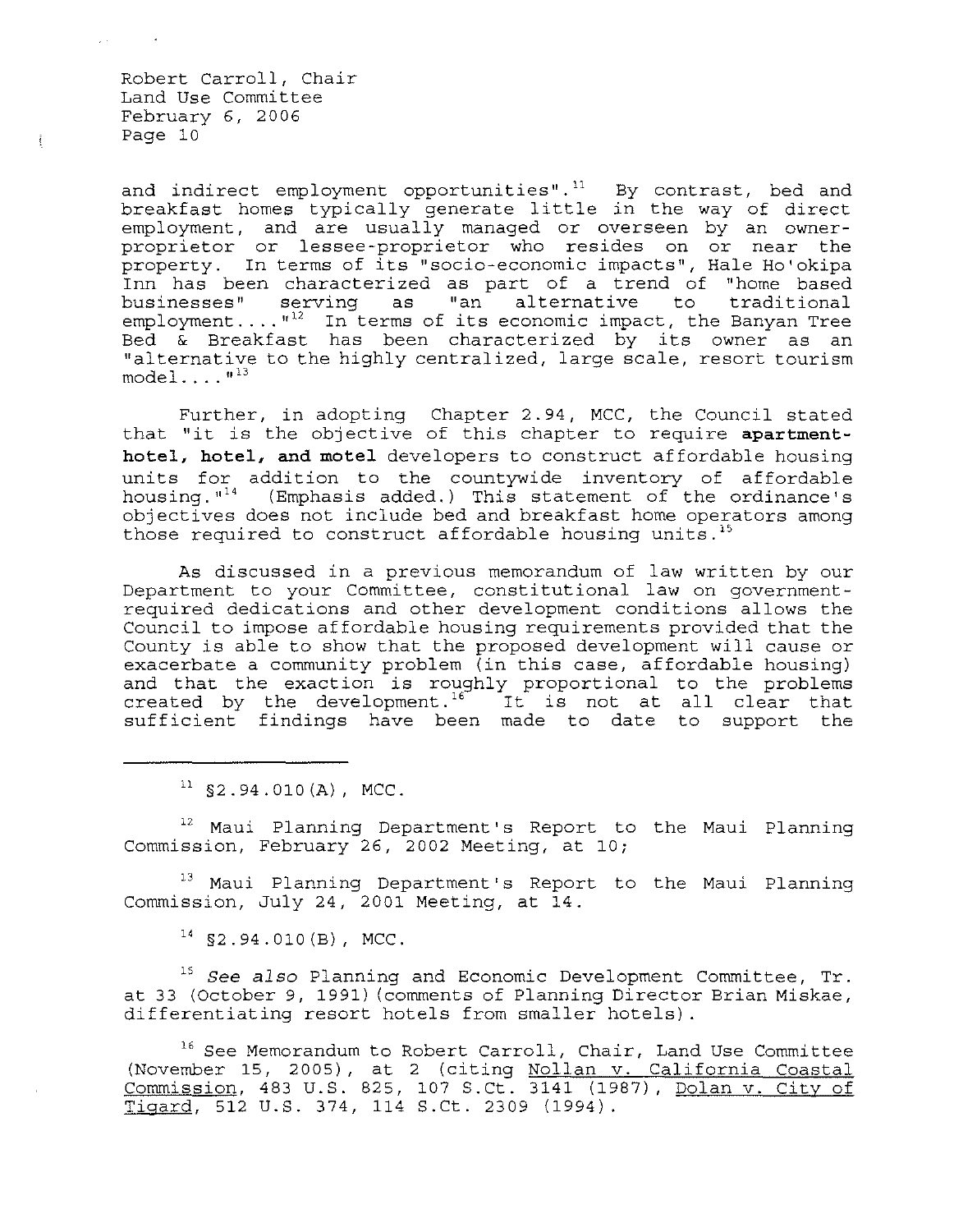and indirect employment opportunities".[11] By contrast, bed and breakfast homes typically generate little in the way of direct employment, and are usually managed or overseen by an owner-proprietor or lessee-proprietor who resides on or near the property. In terms of its "socio-economic impacts", Hale Ho'okipa Inn has been characterized as part of a trend of "home based businesses" serving as "an alternative to traditional employment...."[12] In terms of its economic impact, the Banyan Tree Bed & Breakfast has been characterized by its owner as an "alternative to the highly centralized, large scale, resort tourism model...."[13]

Further, in adopting Chapter 2.94, MCC, the Council stated that "it is the objective of this chapter to require **apartment-hotel, hotel, and motel** developers to construct affordable housing units for addition to the countywide inventory of affordable housing."[14] (Emphasis added.) This statement of the ordinance's objectives does not include bed and breakfast home operators among those required to construct affordable housing units.[15]

As discussed in a previous memorandum of law written by our Department to your Committee, constitutional law on government-required dedications and other development conditions allows the Council to impose affordable housing requirements provided that the County is able to show that the proposed development will cause or exacerbate a community problem (in this case, affordable housing) and that the exaction is roughly proportional to the problems created by the development.[16] It is not at all clear that sufficient findings have been made to date to support the

---

[11] §2.94.010(A), MCC.

[12] Maui Planning Department's Report to the Maui Planning Commission, February 26, 2002 Meeting, at 10;

[13] Maui Planning Department's Report to the Maui Planning Commission, July 24, 2001 Meeting, at 14.

[14] §2.94.010(B), MCC.

[15] *See also* Planning and Economic Development Committee, Tr. at 33 (October 9, 1991)(comments of Planning Director Brian Miskae, differentiating resort hotels from smaller hotels).

[16] See Memorandum to Robert Carroll, Chair, Land Use Committee (November 15, 2005), at 2 (citing Nollan v. California Coastal Commission, 483 U.S. 825, 107 S.Ct. 3141 (1987), Dolan v. City of Tigard, 512 U.S. 374, 114 S.Ct. 2309 (1994).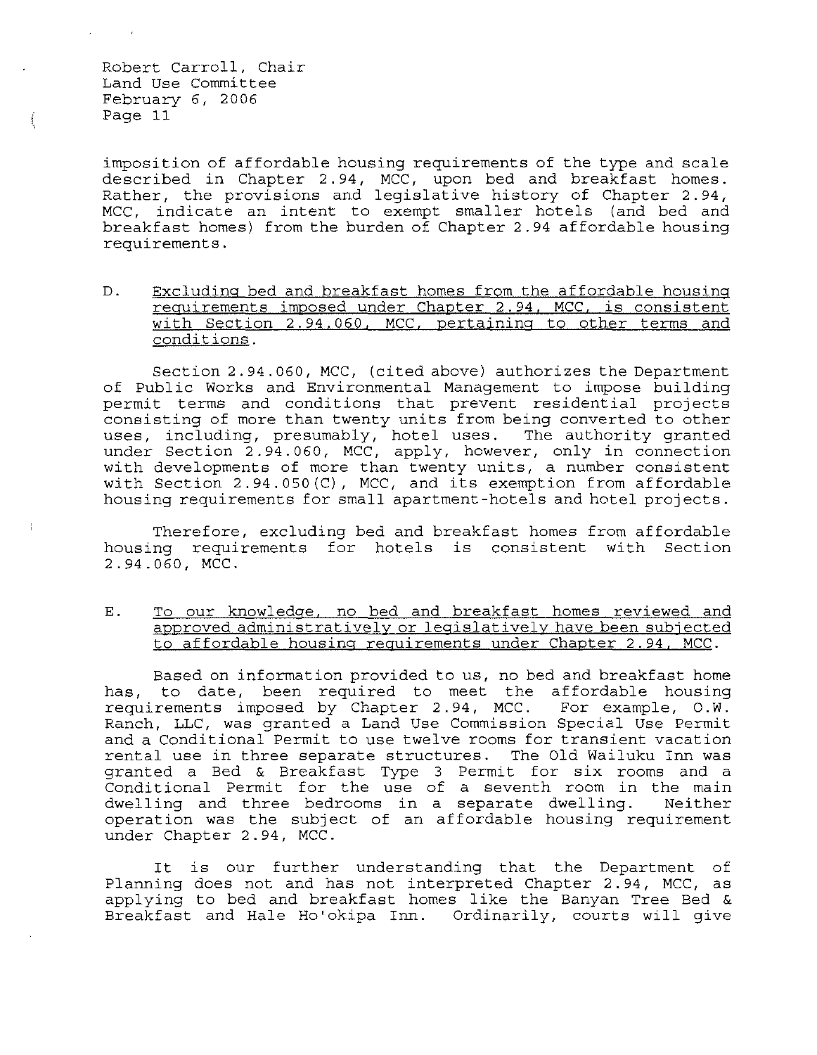imposition of affordable housing requirements of the type and scale described in Chapter 2.94, MCC, upon bed and breakfast homes. Rather, the provisions and legislative history of Chapter 2.94, MCC, indicate an intent to exempt smaller hotels (and bed and breakfast homes) from the burden of Chapter 2.94 affordable housing requirements.

D. <u>Excluding bed and breakfast homes from the affordable housing requirements imposed under Chapter 2.94, MCC, is consistent with Section 2.94.060, MCC, pertaining to other terms and conditions</u>.

Section 2.94.060, MCC, (cited above) authorizes the Department of Public Works and Environmental Management to impose building permit terms and conditions that prevent residential projects consisting of more than twenty units from being converted to other uses, including, presumably, hotel uses. The authority granted under Section 2.94.060, MCC, apply, however, only in connection with developments of more than twenty units, a number consistent with Section 2.94.050(C), MCC, and its exemption from affordable housing requirements for small apartment-hotels and hotel projects.

Therefore, excluding bed and breakfast homes from affordable housing requirements for hotels is consistent with Section 2.94.060, MCC.

E. <u>To our knowledge, no bed and breakfast homes reviewed and approved administratively or legislatively have been subjected to affordable housing requirements under Chapter 2.94, MCC</u>.

Based on information provided to us, no bed and breakfast home has, to date, been required to meet the affordable housing requirements imposed by Chapter 2.94, MCC. For example, O.W. Ranch, LLC, was granted a Land Use Commission Special Use Permit and a Conditional Permit to use twelve rooms for transient vacation rental use in three separate structures. The Old Wailuku Inn was granted a Bed & Breakfast Type 3 Permit for six rooms and a Conditional Permit for the use of a seventh room in the main dwelling and three bedrooms in a separate dwelling. Neither operation was the subject of an affordable housing requirement under Chapter 2.94, MCC.

It is our further understanding that the Department of Planning does not and has not interpreted Chapter 2.94, MCC, as applying to bed and breakfast homes like the Banyan Tree Bed & Breakfast and Hale Ho'okipa Inn. Ordinarily, courts will give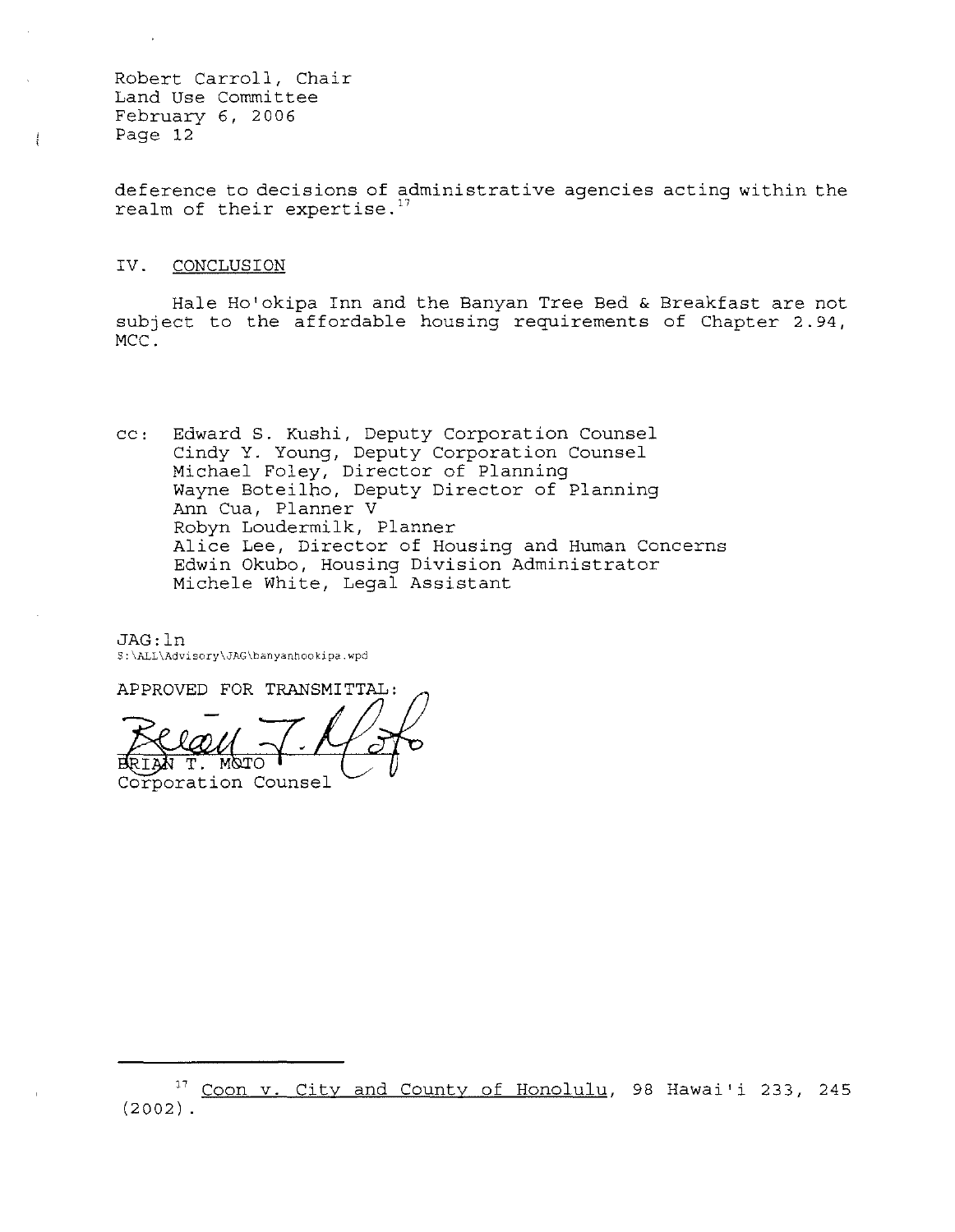deference to decisions of administrative agencies acting within the realm of their expertise.[17]

## IV. CONCLUSION

Hale Ho'okipa Inn and the Banyan Tree Bed & Breakfast are not subject to the affordable housing requirements of Chapter 2.94, MCC.

cc: Edward S. Kushi, Deputy Corporation Counsel
Cindy Y. Young, Deputy Corporation Counsel
Michael Foley, Director of Planning
Wayne Boteilho, Deputy Director of Planning
Ann Cua, Planner V
Robyn Loudermilk, Planner
Alice Lee, Director of Housing and Human Concerns
Edwin Okubo, Housing Division Administrator
Michele White, Legal Assistant

JAG:ln
S:\ALL\Advisory\JAG\banyanhookipa.wpd

APPROVED FOR TRANSMITTAL:

BRIAN T. MOTO
Corporation Counsel

---

[17] Coon v. City and County of Honolulu, 98 Hawai'i 233, 245 (2002).